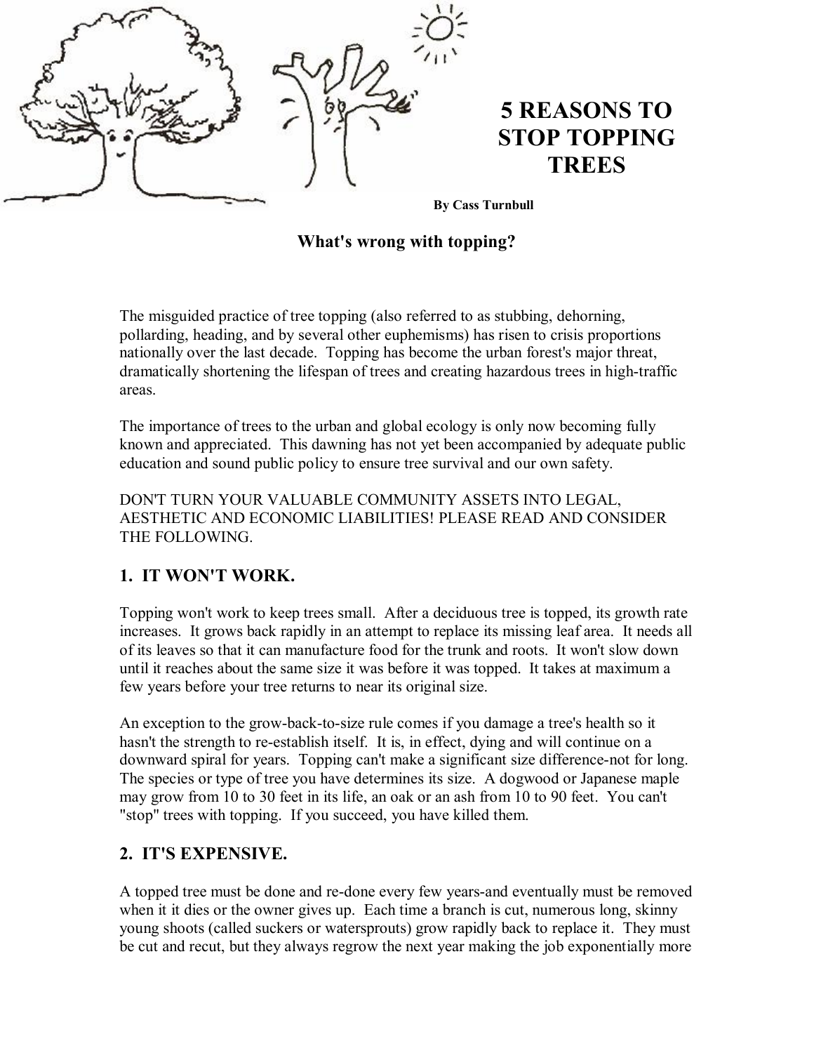# 5 REASONS TO STOP TOPPING TREES

**By Cass Turnbull**

### What's wrong with topping?

The misguided practice of tree topping (also referred to as stubbing, dehorning, pollarding, heading, and by several other euphemisms) has risen to crisis proportions nationally over the last decade. Topping has become the urban forest's major threat, dramatically shortening the lifespan of trees and creating hazardous trees in high-traffic areas.

The importance of trees to the urban and global ecology is only now becoming fully known and appreciated. This dawning has not yet been accompanied by adequate public education and sound public policy to ensure tree survival and our own safety.

DON'T TURN YOUR VALUABLE COMMUNITY ASSETS INTO LEGAL, AESTHETIC AND ECONOMIC LIABILITIES! PLEASE READ AND CONSIDER THE FOLLOWING.

## 1. IT WON'T WORK.

Topping won't work to keep trees small. After a deciduous tree is topped, its growth rate increases. It grows back rapidly in an attempt to replace its missing leaf area. It needs all of its leaves so that it can manufacture food for the trunk and roots. It won't slow down until it reaches about the same size it was before it was topped. It takes at maximum a few years before your tree returns to near its original size.

An exception to the grow-back-to-size rule comes if you damage a tree's health so it hasn't the strength to re-establish itself. It is, in effect, dying and will continue on a downward spiral for years. Topping can't make a significant size difference-not for long. The species or type of tree you have determines its size. A dogwood or Japanese maple may grow from 10 to 30 feet in its life, an oak or an ash from 10 to 90 feet. You can't "stop" trees with topping. If you succeed, you have killed them.

## 2. IT'S EXPENSIVE.

A topped tree must be done and re-done every few years-and eventually must be removed when it it dies or the owner gives up. Each time a branch is cut, numerous long, skinny young shoots (called suckers or watersprouts) grow rapidly back to replace it. They must be cut and recut, but they always regrow the next year making the job exponentially more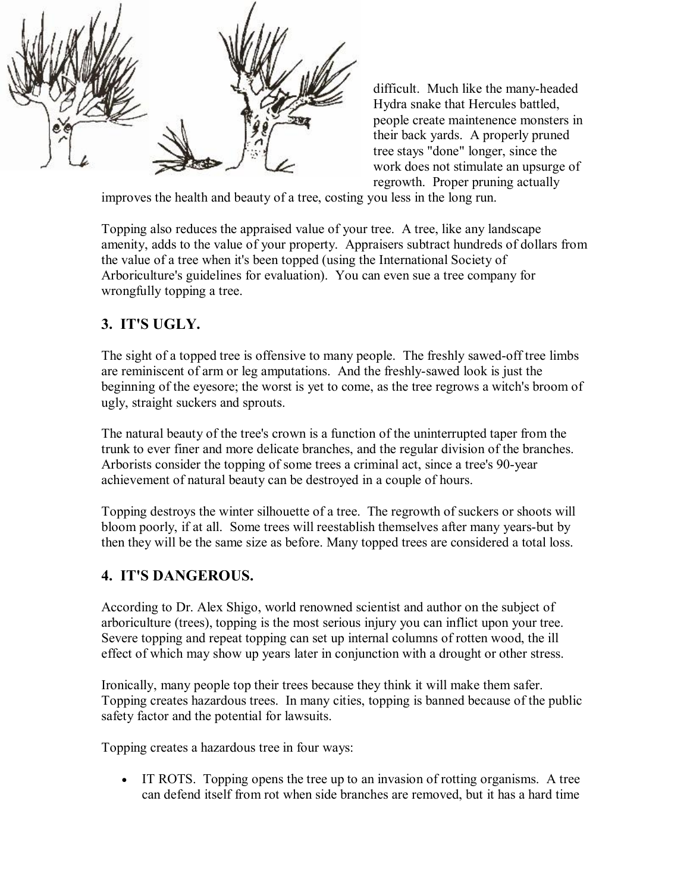difficult. Much like the many-headed Hydra snake that Hercules battled, people create maintenence monsters in their back yards. A properly pruned tree stays "done" longer, since the work does not stimulate an upsurge of regrowth. Proper pruning actually improves the health and beauty of a tree, costing you less in the long run.

Topping also reduces the appraised value of your tree. A tree, like any landscape amenity, adds to the value of your property. Appraisers subtract hundreds of dollars from the value of a tree when it's been topped (using the International Society of Arboriculture's guidelines for evaluation). You can even sue a tree company for wrongfully topping a tree.

## 3. IT'S UGLY.

The sight of a topped tree is offensive to many people. The freshly sawed-off tree limbs are reminiscent of arm or leg amputations. And the freshly-sawed look is just the beginning of the eyesore; the worst is yet to come, as the tree regrows a witch's broom of ugly, straight suckers and sprouts.

The natural beauty of the tree's crown is a function of the uninterrupted taper from the trunk to ever finer and more delicate branches, and the regular division of the branches. Arborists consider the topping of some trees a criminal act, since a tree's 90-year achievement of natural beauty can be destroyed in a couple of hours.

Topping destroys the winter silhouette of a tree. The regrowth of suckers or shoots will bloom poorly, if at all. Some trees will reestablish themselves after many years-but by then they will be the same size as before. Many topped trees are considered a total loss.

## 4. IT'S DANGEROUS.

According to Dr. Alex Shigo, world renowned scientist and author on the subject of arboriculture (trees), topping is the most serious injury you can inflict upon your tree. Severe topping and repeat topping can set up internal columns of rotten wood, the ill effect of which may show up years later in conjunction with a drought or other stress.

Ironically, many people top their trees because they think it will make them safer. Topping creates hazardous trees. In many cities, topping is banned because of the public safety factor and the potential for lawsuits.

Topping creates a hazardous tree in four ways:

- IT ROTS. Topping opens the tree up to an invasion of rotting organisms. A tree can defend itself from rot when side branches are removed, but it has a hard time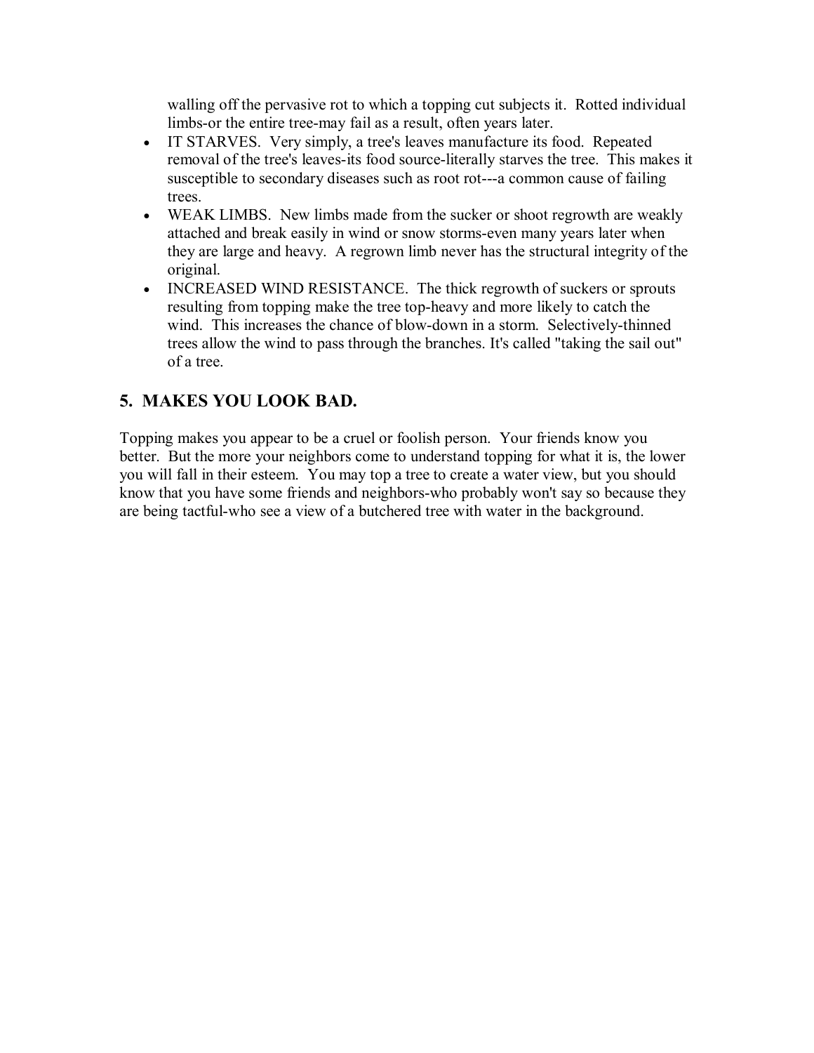walling off the pervasive rot to which a topping cut subjects it. Rotted individual limbs-or the entire tree-may fail as a result, often years later.

- IT STARVES. Very simply, a tree's leaves manufacture its food. Repeated removal of the tree's leaves-its food source-literally starves the tree. This makes it susceptible to secondary diseases such as root rot---a common cause of failing trees.
- WEAK LIMBS. New limbs made from the sucker or shoot regrowth are weakly attached and break easily in wind or snow storms-even many years later when they are large and heavy. A regrown limb never has the structural integrity of the original.
- INCREASED WIND RESISTANCE. The thick regrowth of suckers or sprouts resulting from topping make the tree top-heavy and more likely to catch the wind. This increases the chance of blow-down in a storm. Selectively-thinned trees allow the wind to pass through the branches. It's called "taking the sail out" of a tree.

## 5. MAKES YOU LOOK BAD.

Topping makes you appear to be a cruel or foolish person. Your friends know you better. But the more your neighbors come to understand topping for what it is, the lower you will fall in their esteem. You may top a tree to create a water view, but you should know that you have some friends and neighbors-who probably won't say so because they are being tactful-who see a view of a butchered tree with water in the background.